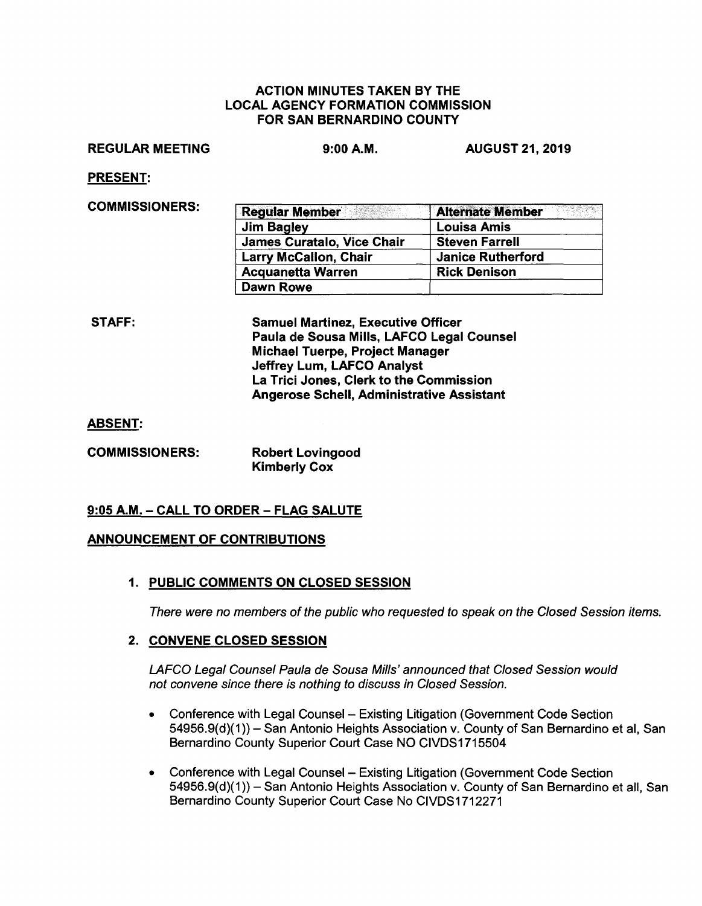# ACTION MINUTES TAKEN BY THE LOCAL AGENCY FORMATION COMMISSION FOR SAN BERNARDINO COUNTY

**REGULAR MEETING** **9:00 A.M.** **AUGUST 21, 2019**

**PRESENT:**

**COMMISSIONERS:**

| Regular Member | Alternate Member |
| --- | --- |
| Jim Bagley | Louisa Amis |
| James Curatalo, Vice Chair | Steven Farrell |
| Larry McCallon, Chair | Janice Rutherford |
| Acquanetta Warren | Rick Denison |
| Dawn Rowe | |

**STAFF:**

**Samuel Martinez, Executive Officer**
**Paula de Sousa Mills, LAFCO Legal Counsel**
**Michael Tuerpe, Project Manager**
**Jeffrey Lum, LAFCO Analyst**
**La Trici Jones, Clerk to the Commission**
**Angerose Schell, Administrative Assistant**

**ABSENT:**

**COMMISSIONERS:**

**Robert Lovingood**
**Kimberly Cox**

## 9:05 A.M. – CALL TO ORDER – FLAG SALUTE

## ANNOUNCEMENT OF CONTRIBUTIONS

### 1. PUBLIC COMMENTS ON CLOSED SESSION

*There were no members of the public who requested to speak on the Closed Session items.*

### 2. CONVENE CLOSED SESSION

*LAFCO Legal Counsel Paula de Sousa Mills' announced that Closed Session would not convene since there is nothing to discuss in Closed Session.*

- Conference with Legal Counsel – Existing Litigation (Government Code Section 54956.9(d)(1)) – San Antonio Heights Association v. County of San Bernardino et al, San Bernardino County Superior Court Case NO CIVDS1715504
- Conference with Legal Counsel – Existing Litigation (Government Code Section 54956.9(d)(1)) – San Antonio Heights Association v. County of San Bernardino et all, San Bernardino County Superior Court Case No CIVDS1712271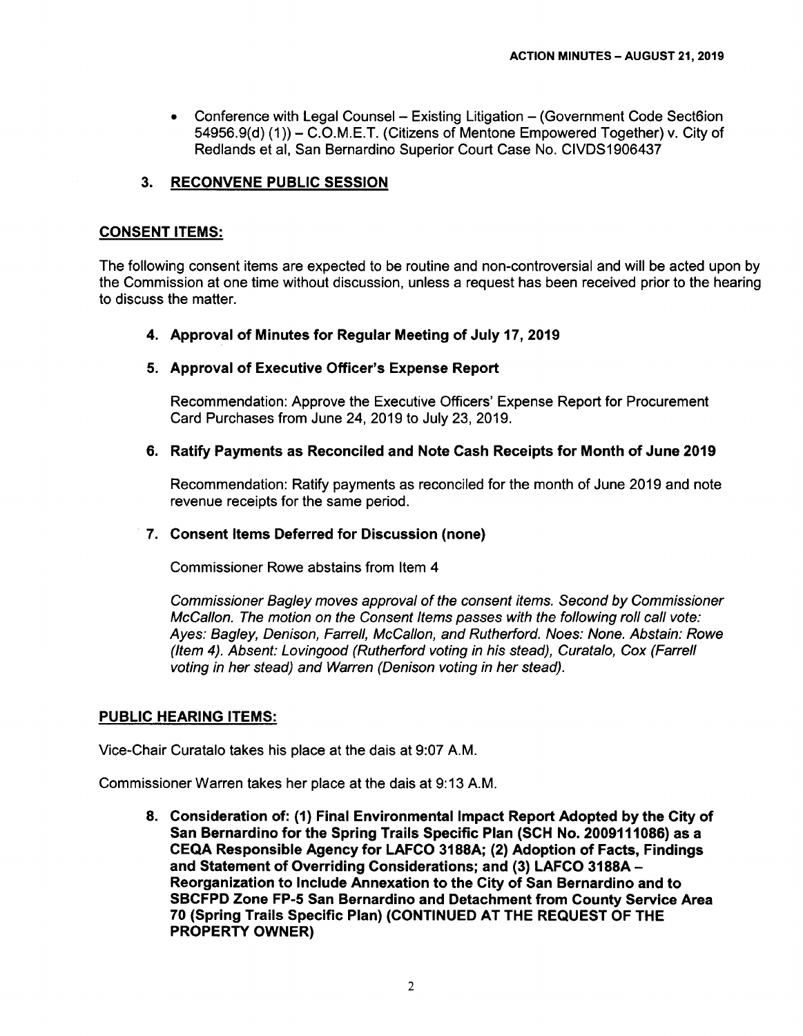- Conference with Legal Counsel – Existing Litigation – (Government Code Sect6ion 54956.9(d) (1)) – C.O.M.E.T. (Citizens of Mentone Empowered Together) v. City of Redlands et al, San Bernardino Superior Court Case No. CIVDS1906437

## 3. RECONVENE PUBLIC SESSION

## CONSENT ITEMS:

The following consent items are expected to be routine and non-controversial and will be acted upon by the Commission at one time without discussion, unless a request has been received prior to the hearing to discuss the matter.

**4. Approval of Minutes for Regular Meeting of July 17, 2019**

**5. Approval of Executive Officer's Expense Report**

Recommendation: Approve the Executive Officers' Expense Report for Procurement Card Purchases from June 24, 2019 to July 23, 2019.

**6. Ratify Payments as Reconciled and Note Cash Receipts for Month of June 2019**

Recommendation: Ratify payments as reconciled for the month of June 2019 and note revenue receipts for the same period.

**7. Consent Items Deferred for Discussion (none)**

Commissioner Rowe abstains from Item 4

*Commissioner Bagley moves approval of the consent items. Second by Commissioner McCallon. The motion on the Consent Items passes with the following roll call vote: Ayes: Bagley, Denison, Farrell, McCallon, and Rutherford. Noes: None. Abstain: Rowe (Item 4). Absent: Lovingood (Rutherford voting in his stead), Curatalo, Cox (Farrell voting in her stead) and Warren (Denison voting in her stead).*

## PUBLIC HEARING ITEMS:

Vice-Chair Curatalo takes his place at the dais at 9:07 A.M.

Commissioner Warren takes her place at the dais at 9:13 A.M.

**8. Consideration of: (1) Final Environmental Impact Report Adopted by the City of San Bernardino for the Spring Trails Specific Plan (SCH No. 2009111086) as a CEQA Responsible Agency for LAFCO 3188A; (2) Adoption of Facts, Findings and Statement of Overriding Considerations; and (3) LAFCO 3188A – Reorganization to Include Annexation to the City of San Bernardino and to SBCFPD Zone FP-5 San Bernardino and Detachment from County Service Area 70 (Spring Trails Specific Plan) (CONTINUED AT THE REQUEST OF THE PROPERTY OWNER)**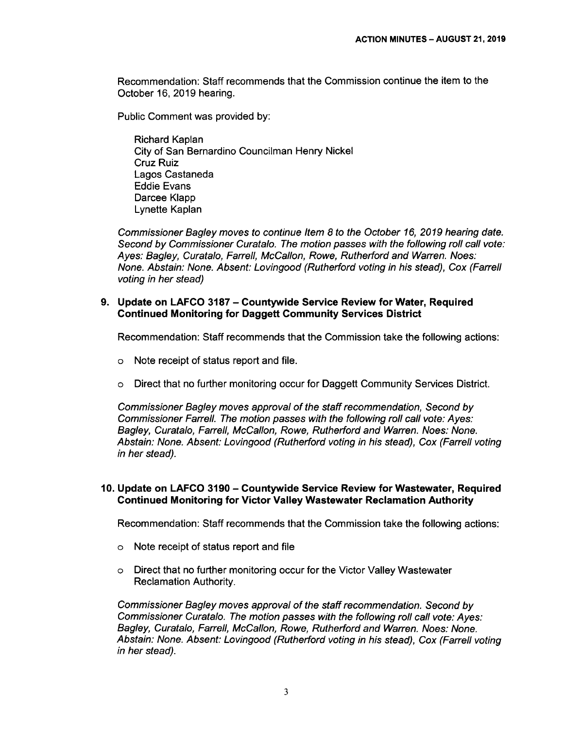Recommendation: Staff recommends that the Commission continue the item to the October 16, 2019 hearing.

Public Comment was provided by:

Richard Kaplan
City of San Bernardino Councilman Henry Nickel
Cruz Ruiz
Lagos Castaneda
Eddie Evans
Darcee Klapp
Lynette Kaplan

*Commissioner Bagley moves to continue Item 8 to the October 16, 2019 hearing date. Second by Commissioner Curatalo. The motion passes with the following roll call vote: Ayes: Bagley, Curatalo, Farrell, McCallon, Rowe, Rutherford and Warren. Noes: None. Abstain: None. Absent: Lovingood (Rutherford voting in his stead), Cox (Farrell voting in her stead)*

**9. Update on LAFCO 3187 – Countywide Service Review for Water, Required Continued Monitoring for Daggett Community Services District**

Recommendation: Staff recommends that the Commission take the following actions:

- Note receipt of status report and file.
- Direct that no further monitoring occur for Daggett Community Services District.

*Commissioner Bagley moves approval of the staff recommendation, Second by Commissioner Farrell. The motion passes with the following roll call vote: Ayes: Bagley, Curatalo, Farrell, McCallon, Rowe, Rutherford and Warren. Noes: None. Abstain: None. Absent: Lovingood (Rutherford voting in his stead), Cox (Farrell voting in her stead).*

**10. Update on LAFCO 3190 – Countywide Service Review for Wastewater, Required Continued Monitoring for Victor Valley Wastewater Reclamation Authority**

Recommendation: Staff recommends that the Commission take the following actions:

- Note receipt of status report and file
- Direct that no further monitoring occur for the Victor Valley Wastewater Reclamation Authority.

*Commissioner Bagley moves approval of the staff recommendation. Second by Commissioner Curatalo. The motion passes with the following roll call vote: Ayes: Bagley, Curatalo, Farrell, McCallon, Rowe, Rutherford and Warren. Noes: None. Abstain: None. Absent: Lovingood (Rutherford voting in his stead), Cox (Farrell voting in her stead).*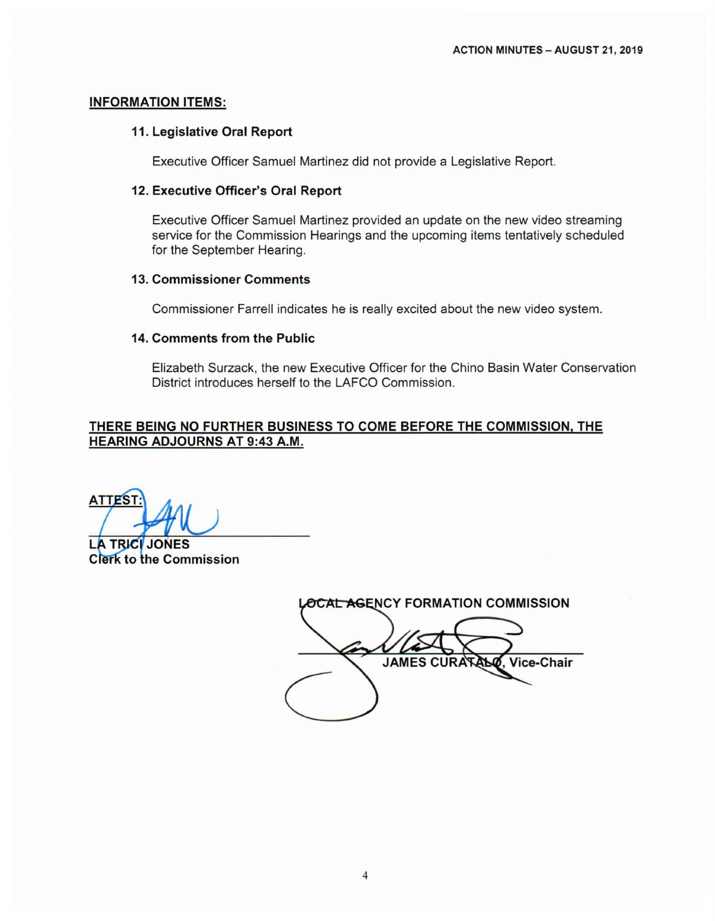## INFORMATION ITEMS:

### 11. Legislative Oral Report

Executive Officer Samuel Martinez did not provide a Legislative Report.

### 12. Executive Officer's Oral Report

Executive Officer Samuel Martinez provided an update on the new video streaming service for the Commission Hearings and the upcoming items tentatively scheduled for the September Hearing.

### 13. Commissioner Comments

Commissioner Farrell indicates he is really excited about the new video system.

### 14. Comments from the Public

Elizabeth Surzack, the new Executive Officer for the Chino Basin Water Conservation District introduces herself to the LAFCO Commission.

**THERE BEING NO FURTHER BUSINESS TO COME BEFORE THE COMMISSION, THE HEARING ADJOURNS AT 9:43 A.M.**

**ATTEST:**

**LA TRICI JONES**
**Clerk to the Commission**

**LOCAL AGENCY FORMATION COMMISSION**

**JAMES CURATALO, Vice-Chair**